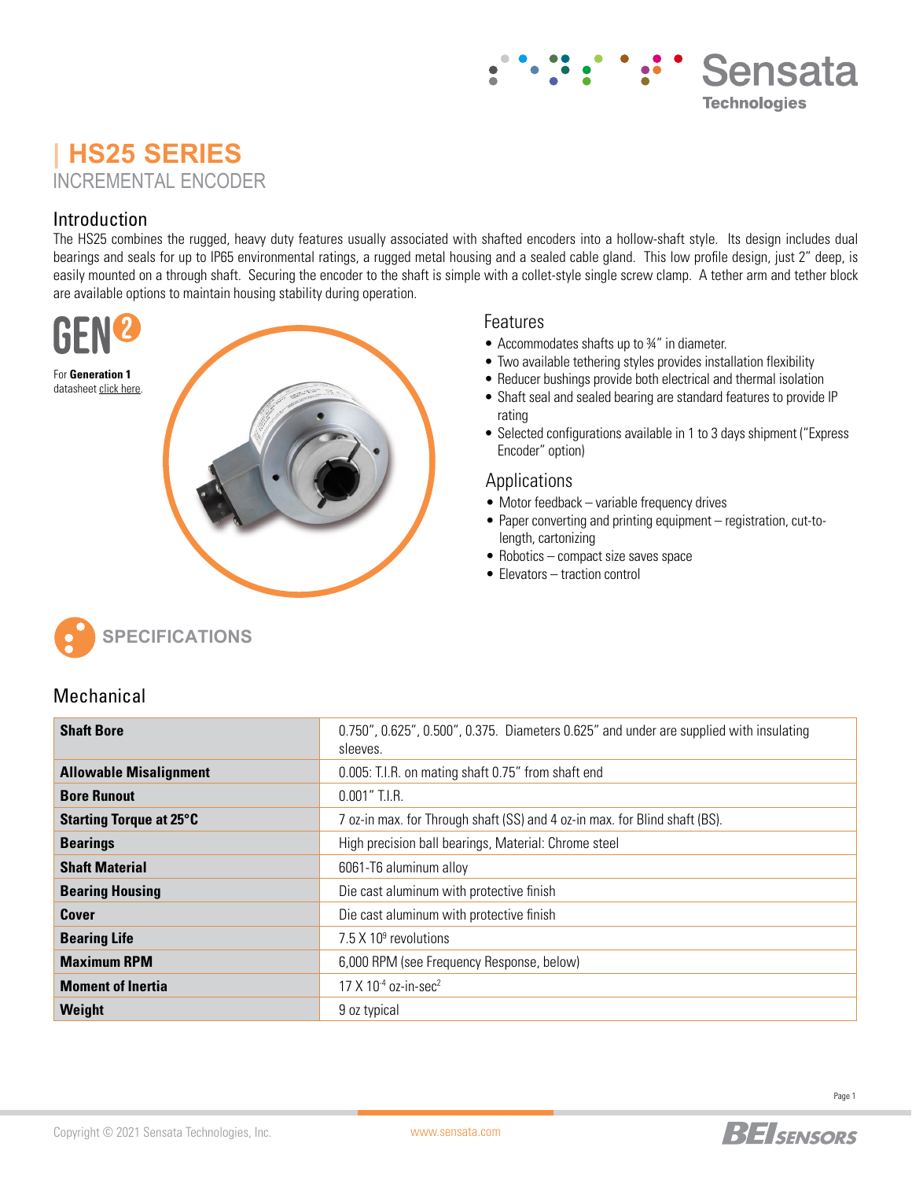# HS25 SERIES

INCREMENTAL ENCODER

## Introduction

The HS25 combines the rugged, heavy duty features usually associated with shafted encoders into a hollow-shaft style. Its design includes dual bearings and seals for up to IP65 environmental ratings, a rugged metal housing and a sealed cable gland. This low profile design, just 2" deep, is easily mounted on a through shaft. Securing the encoder to the shaft is simple with a collet-style single screw clamp. A tether arm and tether block are available options to maintain housing stability during operation.

GEN 2

For **Generation 1** datasheet click here.

## Features

- Accommodates shafts up to ¾" in diameter.
- Two available tethering styles provides installation flexibility
- Reducer bushings provide both electrical and thermal isolation
- Shaft seal and sealed bearing are standard features to provide IP rating
- Selected configurations available in 1 to 3 days shipment ("Express Encoder" option)

## Applications

- Motor feedback – variable frequency drives
- Paper converting and printing equipment – registration, cut-to-length, cartonizing
- Robotics – compact size saves space
- Elevators – traction control

## SPECIFICATIONS

### Mechanical

| | |
|---|---|
| **Shaft Bore** | 0.750", 0.625", 0.500", 0.375. Diameters 0.625" and under are supplied with insulating sleeves. |
| **Allowable Misalignment** | 0.005: T.I.R. on mating shaft 0.75" from shaft end |
| **Bore Runout** | 0.001" T.I.R. |
| **Starting Torque at 25°C** | 7 oz-in max. for Through shaft (SS) and 4 oz-in max. for Blind shaft (BS). |
| **Bearings** | High precision ball bearings, Material: Chrome steel |
| **Shaft Material** | 6061-T6 aluminum alloy |
| **Bearing Housing** | Die cast aluminum with protective finish |
| **Cover** | Die cast aluminum with protective finish |
| **Bearing Life** | 7.5 X $10^9$ revolutions |
| **Maximum RPM** | 6,000 RPM (see Frequency Response, below) |
| **Moment of Inertia** | 17 X $10^{-4}$ oz-in-sec$^2$ |
| **Weight** | 9 oz typical |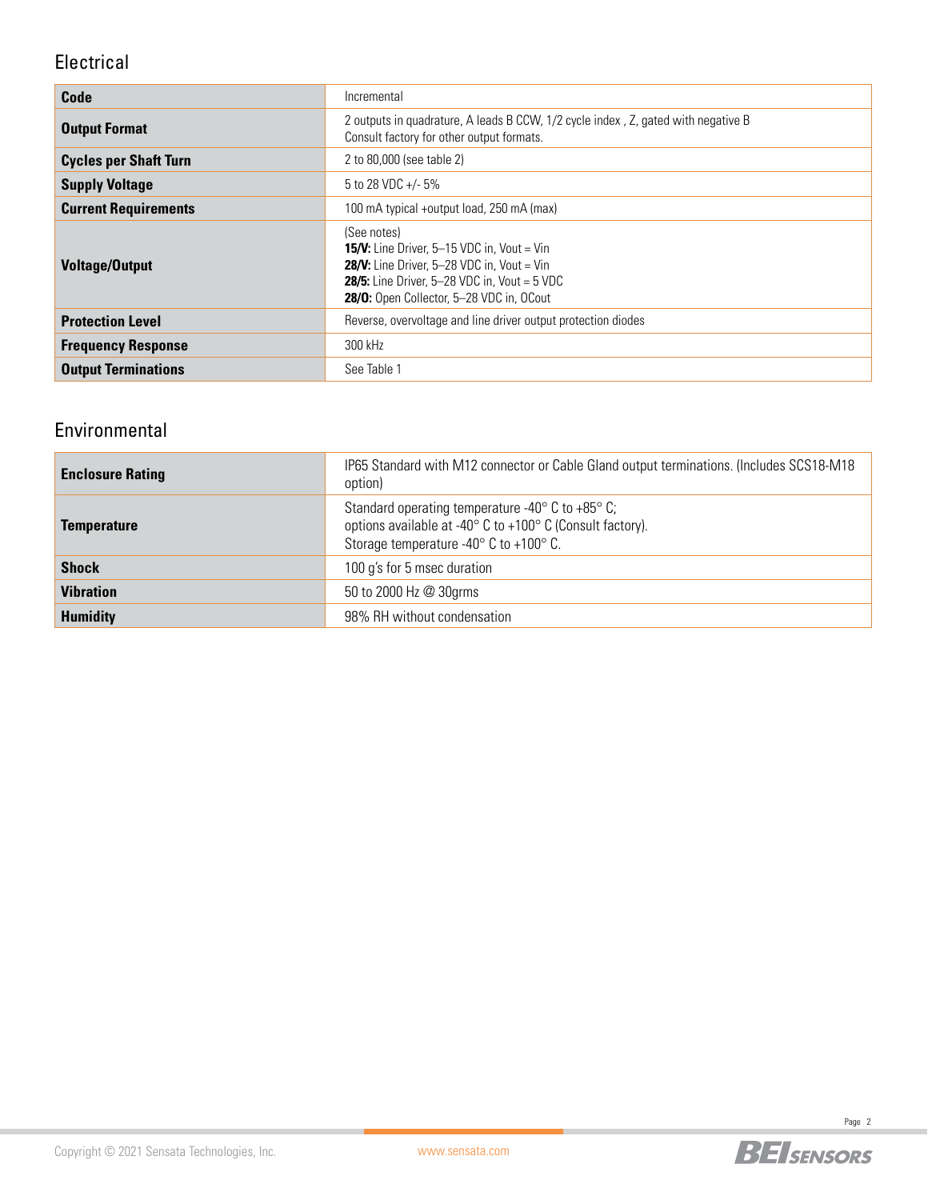## Electrical

| | |
|---|---|
| **Code** | Incremental |
| **Output Format** | 2 outputs in quadrature, A leads B CCW, 1/2 cycle index , Z, gated with negative B<br>Consult factory for other output formats. |
| **Cycles per Shaft Turn** | 2 to 80,000 (see table 2) |
| **Supply Voltage** | 5 to 28 VDC +/- 5% |
| **Current Requirements** | 100 mA typical +output load, 250 mA (max) |
| **Voltage/Output** | (See notes)<br>**15/V:** Line Driver, 5–15 VDC in, Vout = Vin<br>**28/V:** Line Driver, 5–28 VDC in, Vout = Vin<br>**28/5:** Line Driver, 5–28 VDC in, Vout = 5 VDC<br>**28/O:** Open Collector, 5–28 VDC in, OCout |
| **Protection Level** | Reverse, overvoltage and line driver output protection diodes |
| **Frequency Response** | 300 kHz |
| **Output Terminations** | See Table 1 |

## Environmental

| | |
|---|---|
| **Enclosure Rating** | IP65 Standard with M12 connector or Cable Gland output terminations. (Includes SCS18-M18 option) |
| **Temperature** | Standard operating temperature -40° C to +85° C;<br>options available at -40° C to +100° C (Consult factory).<br>Storage temperature -40° C to +100° C. |
| **Shock** | 100 g's for 5 msec duration |
| **Vibration** | 50 to 2000 Hz @ 30grms |
| **Humidity** | 98% RH without condensation |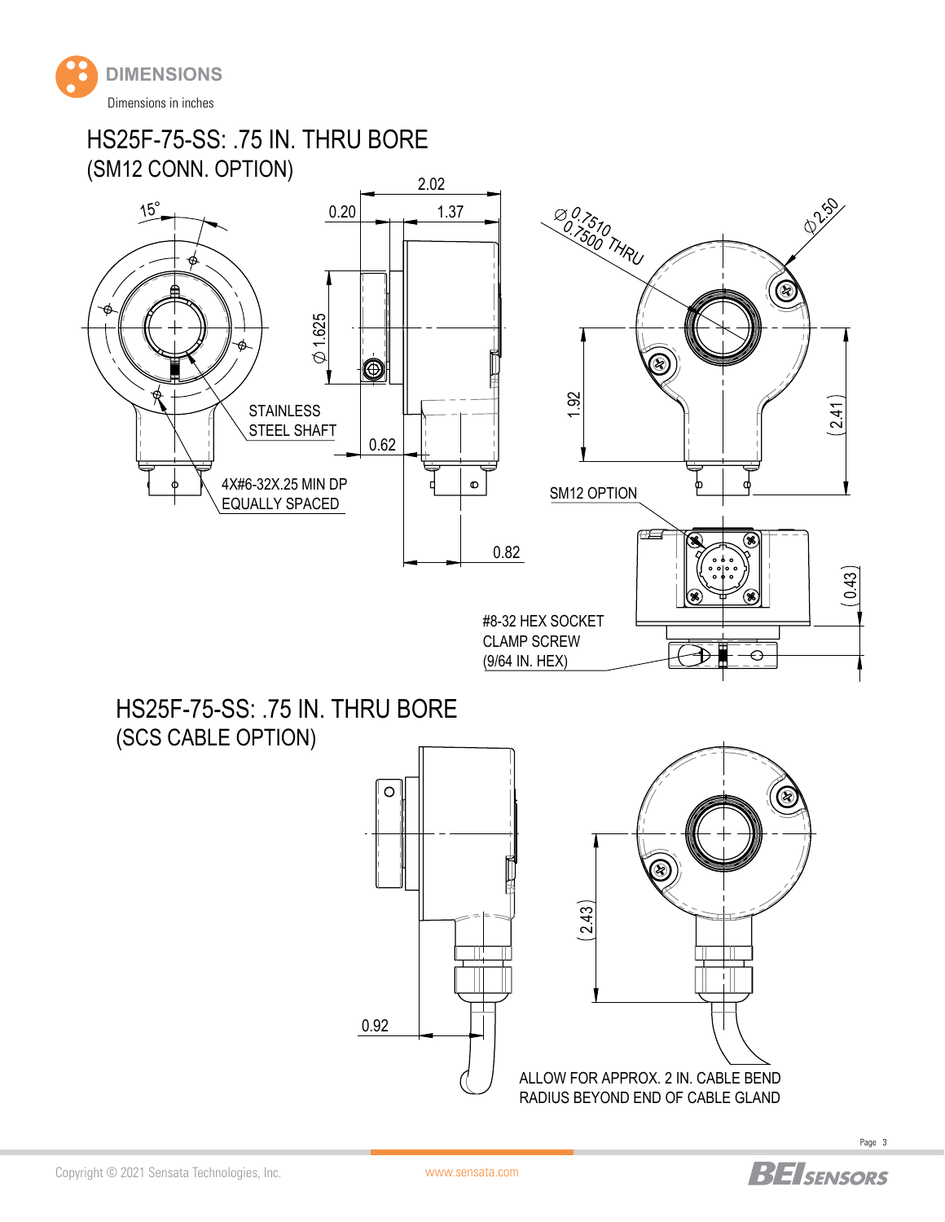## DIMENSIONS

Dimensions in inches

### HS25F-75-SS: .75 IN. THRU BORE
(SM12 CONN. OPTION)

15°

0.20

2.02

1.37

Ø 0.7510
0.7500 THRU

Ø 2.50

Ø 1.625

STAINLESS
STEEL SHAFT

0.62

1.92

(2.41)

4X#6-32X.25 MIN DP
EQUALLY SPACED

SM12 OPTION

0.82

(0.43)

#8-32 HEX SOCKET
CLAMP SCREW
(9/64 IN. HEX)

### HS25F-75-SS: .75 IN. THRU BORE
(SCS CABLE OPTION)

(2.43)

0.92

ALLOW FOR APPROX. 2 IN. CABLE BEND
RADIUS BEYOND END OF CABLE GLAND

Copyright © 2021 Sensata Technologies, Inc.

www.sensata.com

BEI SENSORS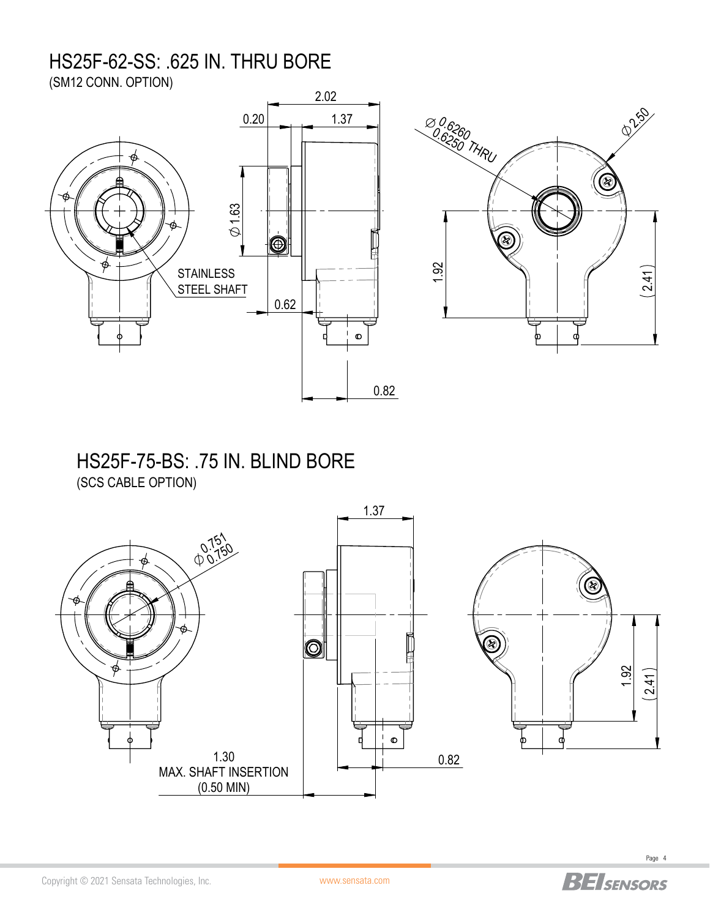## HS25F-62-SS: .625 IN. THRU BORE

(SM12 CONN. OPTION)

2.02

0.20

1.37

Ø 1.63

STAINLESS STEEL SHAFT

0.62

0.82

Ø 0.6260 / 0.6250 THRU

Ø 2.50

1.92

(2.41)

## HS25F-75-BS: .75 IN. BLIND BORE

(SCS CABLE OPTION)

Ø 0.751 / 0.750

1.37

1.30 MAX. SHAFT INSERTION (0.50 MIN)

0.82

1.92

(2.41)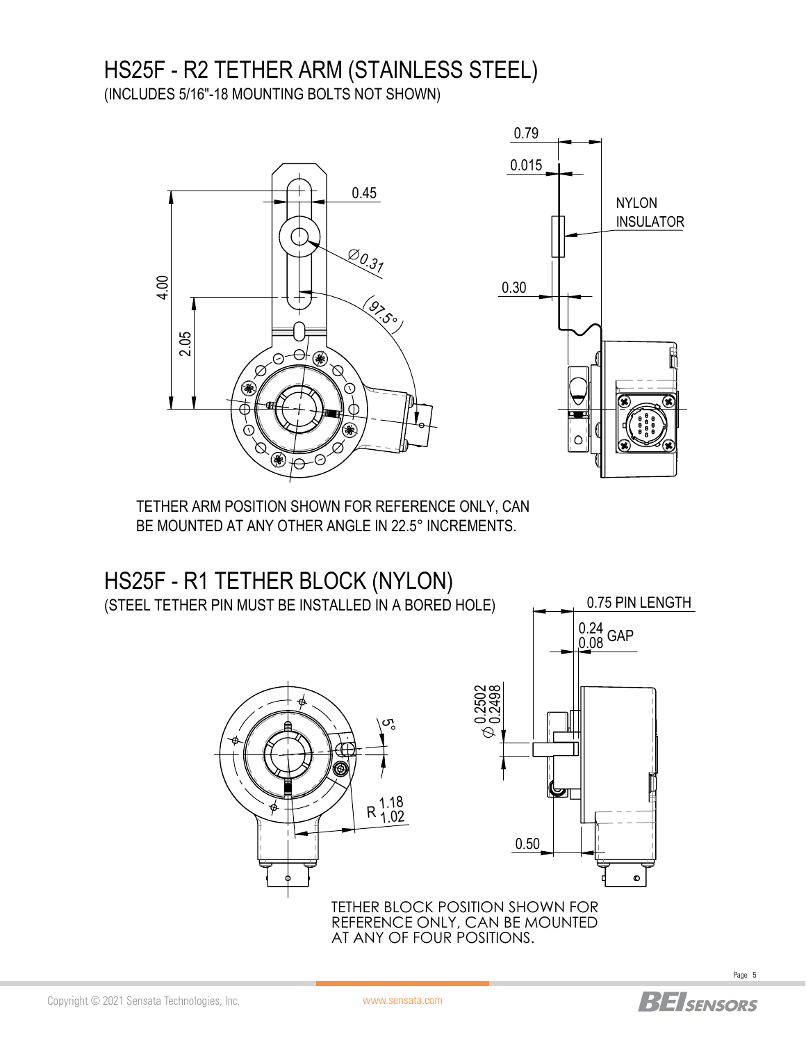## HS25F - R2 TETHER ARM (STAINLESS STEEL)

(INCLUDES 5/16"-18 MOUNTING BOLTS NOT SHOWN)

0.79

0.015

0.45

NYLON INSULATOR

Ø0.31

4.00

0.30

97.5°

2.05

TETHER ARM POSITION SHOWN FOR REFERENCE ONLY, CAN BE MOUNTED AT ANY OTHER ANGLE IN 22.5° INCREMENTS.

## HS25F - R1 TETHER BLOCK (NYLON)

(STEEL TETHER PIN MUST BE INSTALLED IN A BORED HOLE)

0.75 PIN LENGTH

0.24 / 0.08 GAP

Ø 0.2502 / 0.2498

5°

R 1.18 / 1.02

0.50

TETHER BLOCK POSITION SHOWN FOR REFERENCE ONLY, CAN BE MOUNTED AT ANY OF FOUR POSITIONS.

Copyright © 2021 Sensata Technologies, Inc. www.sensata.com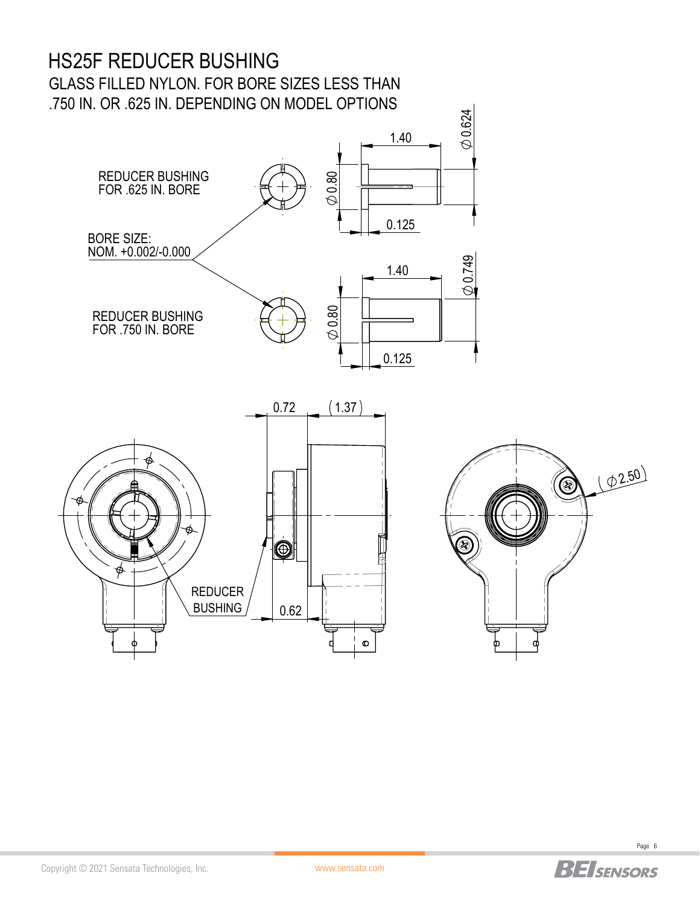# HS25F REDUCER BUSHING

GLASS FILLED NYLON. FOR BORE SIZES LESS THAN .750 IN. OR .625 IN. DEPENDING ON MODEL OPTIONS

REDUCER BUSHING FOR .625 IN. BORE

BORE SIZE: NOM. +0.002/-0.000

REDUCER BUSHING FOR .750 IN. BORE

1.40

Ø 0.624

Ø 0.80

0.125

1.40

Ø 0.749

Ø 0.80

0.125

0.72

(1.37)

REDUCER BUSHING

0.62

(Ø 2.50)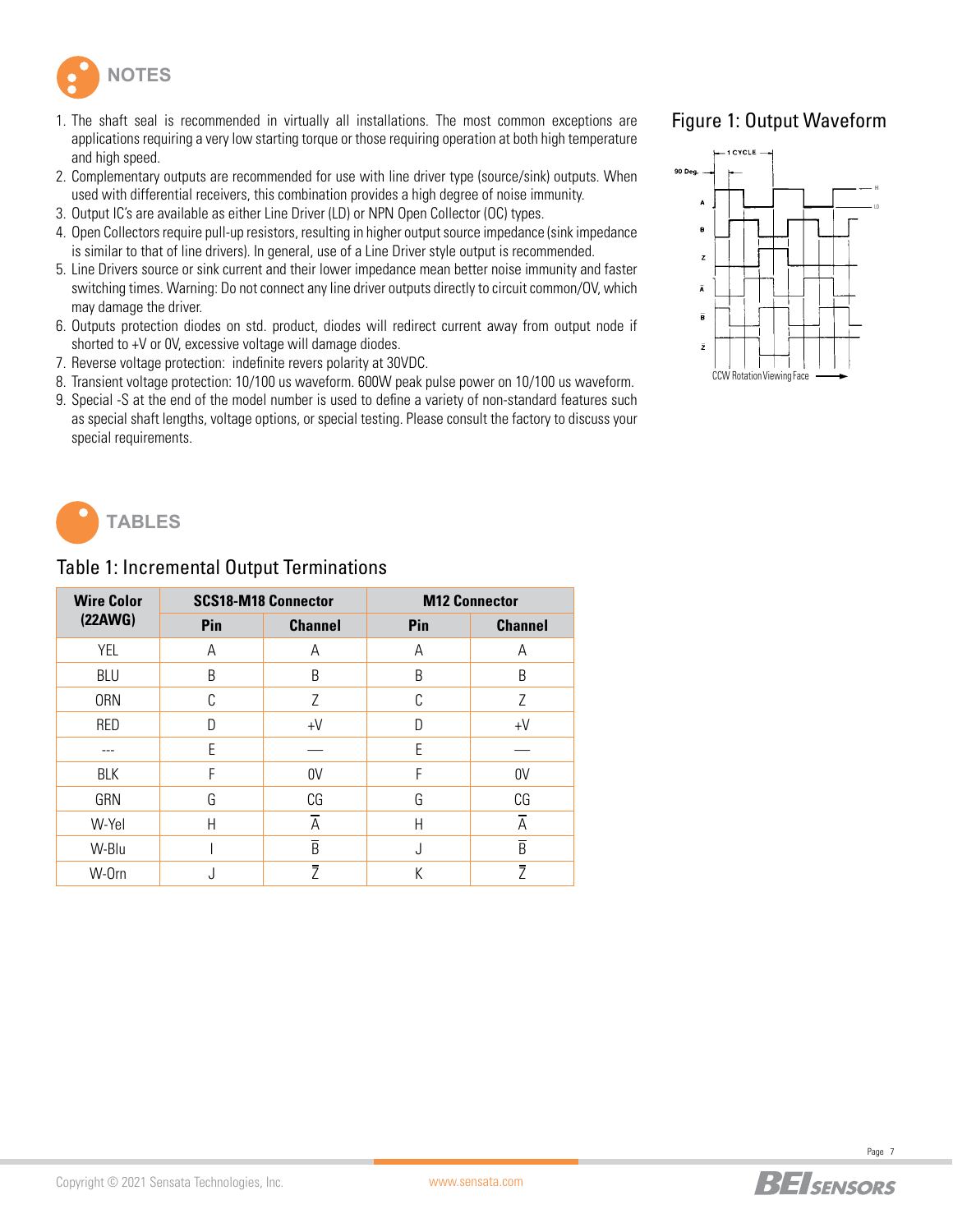## NOTES

1. The shaft seal is recommended in virtually all installations. The most common exceptions are applications requiring a very low starting torque or those requiring operation at both high temperature and high speed.
2. Complementary outputs are recommended for use with line driver type (source/sink) outputs. When used with differential receivers, this combination provides a high degree of noise immunity.
3. Output IC's are available as either Line Driver (LD) or NPN Open Collector (OC) types.
4. Open Collectors require pull-up resistors, resulting in higher output source impedance (sink impedance is similar to that of line drivers). In general, use of a Line Driver style output is recommended.
5. Line Drivers source or sink current and their lower impedance mean better noise immunity and faster switching times. Warning: Do not connect any line driver outputs directly to circuit common/0V, which may damage the driver.
6. Outputs protection diodes on std. product, diodes will redirect current away from output node if shorted to +V or 0V, excessive voltage will damage diodes.
7. Reverse voltage protection: indefinite revers polarity at 30VDC.
8. Transient voltage protection: 10/100 us waveform. 600W peak pulse power on 10/100 us waveform.
9. Special -S at the end of the model number is used to define a variety of non-standard features such as special shaft lengths, voltage options, or special testing. Please consult the factory to discuss your special requirements.

### Figure 1: Output Waveform

## TABLES

### Table 1: Incremental Output Terminations

| Wire Color (22AWG) | SCS18-M18 Connector | | M12 Connector | |
|---|---|---|---|---|
| | Pin | Channel | Pin | Channel |
| YEL | A | A | A | A |
| BLU | B | B | B | B |
| ORN | C | Z | C | Z |
| RED | D | +V | D | +V |
| --- | E | — | E | — |
| BLK | F | 0V | F | 0V |
| GRN | G | CG | G | CG |
| W-Yel | H | $\overline{A}$ | H | $\overline{A}$ |
| W-Blu | I | $\overline{B}$ | J | $\overline{B}$ |
| W-Orn | J | $\overline{Z}$ | K | $\overline{Z}$ |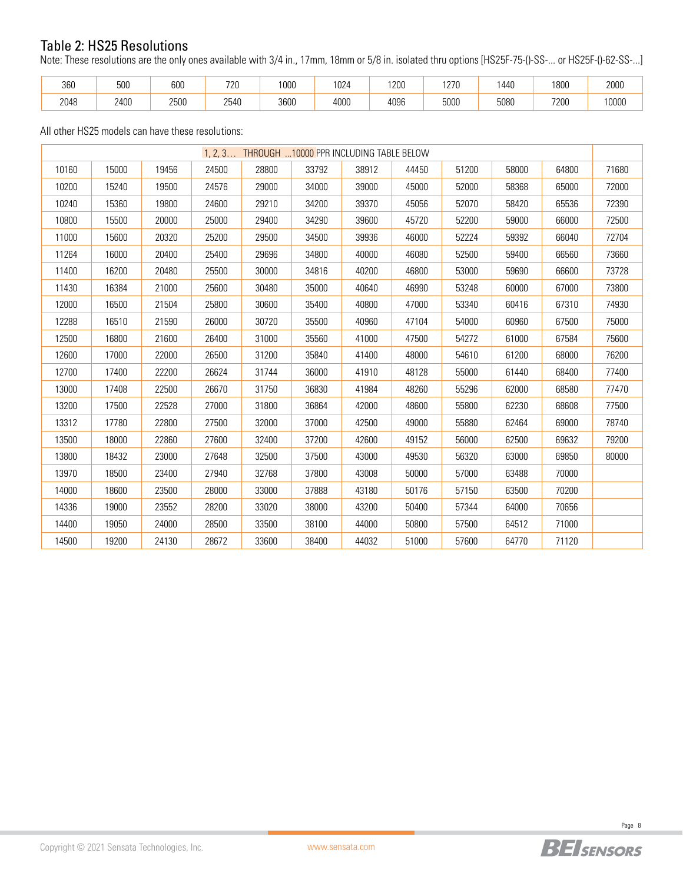## Table 2: HS25 Resolutions

Note: These resolutions are the only ones available with 3/4 in., 17mm, 18mm or 5/8 in. isolated thru options [HS25F-75-()-SS-... or HS25F-()-62-SS-...]

| 360 | 500 | 600 | 720 | 1000 | 1024 | 1200 | 1270 | 1440 | 1800 | 2000 |
|---|---|---|---|---|---|---|---|---|---|---|
| 2048 | 2400 | 2500 | 2540 | 3600 | 4000 | 4096 | 5000 | 5080 | 7200 | 10000 |

All other HS25 models can have these resolutions:

| 1, 2, 3… THROUGH …10000 PPR INCLUDING TABLE BELOW | | | | | | | | | | | |
|---|---|---|---|---|---|---|---|---|---|---|---|
| 10160 | 15000 | 19456 | 24500 | 28800 | 33792 | 38912 | 44450 | 51200 | 58000 | 64800 | 71680 |
| 10200 | 15240 | 19500 | 24576 | 29000 | 34000 | 39000 | 45000 | 52000 | 58368 | 65000 | 72000 |
| 10240 | 15360 | 19800 | 24600 | 29210 | 34200 | 39370 | 45056 | 52070 | 58420 | 65536 | 72390 |
| 10800 | 15500 | 20000 | 25000 | 29400 | 34290 | 39600 | 45720 | 52200 | 59000 | 66000 | 72500 |
| 11000 | 15600 | 20320 | 25200 | 29500 | 34500 | 39936 | 46000 | 52224 | 59392 | 66040 | 72704 |
| 11264 | 16000 | 20400 | 25400 | 29696 | 34800 | 40000 | 46080 | 52500 | 59400 | 66560 | 73660 |
| 11400 | 16200 | 20480 | 25500 | 30000 | 34816 | 40200 | 46800 | 53000 | 59690 | 66600 | 73728 |
| 11430 | 16384 | 21000 | 25600 | 30480 | 35000 | 40640 | 46990 | 53248 | 60000 | 67000 | 73800 |
| 12000 | 16500 | 21504 | 25800 | 30600 | 35400 | 40800 | 47000 | 53340 | 60416 | 67310 | 74930 |
| 12288 | 16510 | 21590 | 26000 | 30720 | 35500 | 40960 | 47104 | 54000 | 60960 | 67500 | 75000 |
| 12500 | 16800 | 21600 | 26400 | 31000 | 35560 | 41000 | 47500 | 54272 | 61000 | 67584 | 75600 |
| 12600 | 17000 | 22000 | 26500 | 31200 | 35840 | 41400 | 48000 | 54610 | 61200 | 68000 | 76200 |
| 12700 | 17400 | 22200 | 26624 | 31744 | 36000 | 41910 | 48128 | 55000 | 61440 | 68400 | 77400 |
| 13000 | 17408 | 22500 | 26670 | 31750 | 36830 | 41984 | 48260 | 55296 | 62000 | 68580 | 77470 |
| 13200 | 17500 | 22528 | 27000 | 31800 | 36864 | 42000 | 48600 | 55800 | 62230 | 68608 | 77500 |
| 13312 | 17780 | 22800 | 27500 | 32000 | 37000 | 42500 | 49000 | 55880 | 62464 | 69000 | 78740 |
| 13500 | 18000 | 22860 | 27600 | 32400 | 37200 | 42600 | 49152 | 56000 | 62500 | 69632 | 79200 |
| 13800 | 18432 | 23000 | 27648 | 32500 | 37500 | 43000 | 49530 | 56320 | 63000 | 69850 | 80000 |
| 13970 | 18500 | 23400 | 27940 | 32768 | 37800 | 43008 | 50000 | 57000 | 63488 | 70000 | |
| 14000 | 18600 | 23500 | 28000 | 33000 | 37888 | 43180 | 50176 | 57150 | 63500 | 70200 | |
| 14336 | 19000 | 23552 | 28200 | 33020 | 38000 | 43200 | 50400 | 57344 | 64000 | 70656 | |
| 14400 | 19050 | 24000 | 28500 | 33500 | 38100 | 44000 | 50800 | 57500 | 64512 | 71000 | |
| 14500 | 19200 | 24130 | 28672 | 33600 | 38400 | 44032 | 51000 | 57600 | 64770 | 71120 | |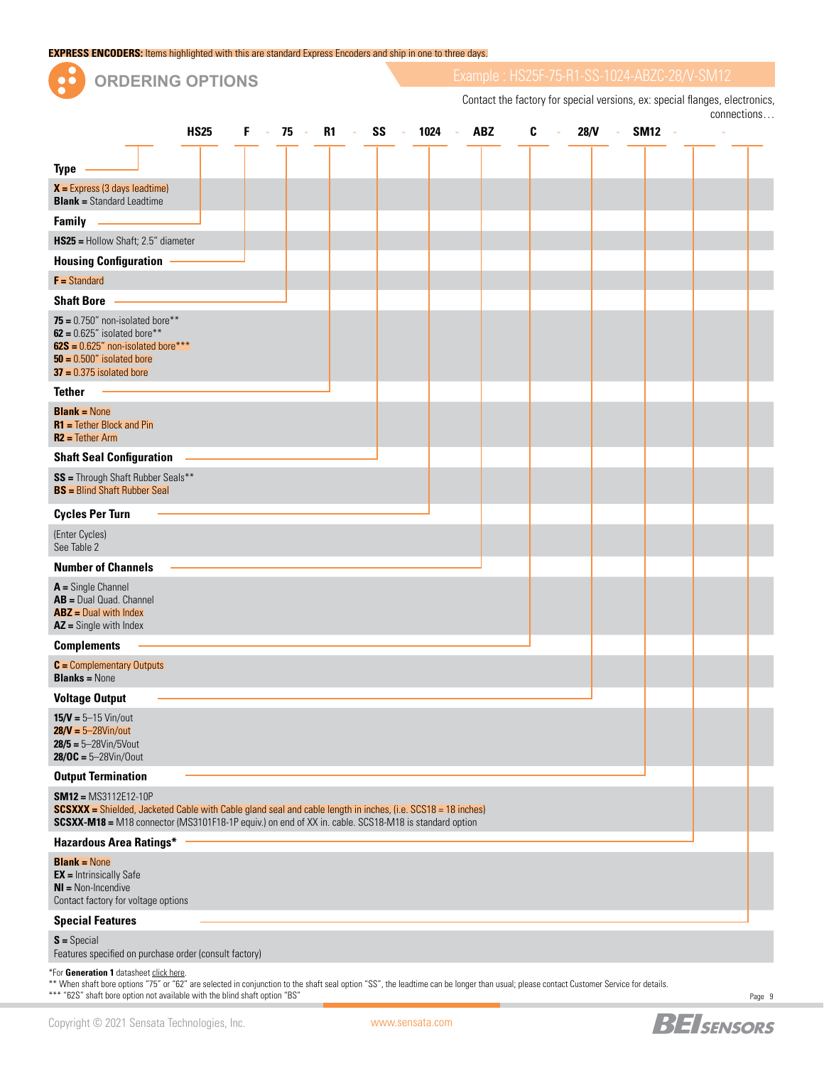**EXPRESS ENCODERS:** Items highlighted with this are standard Express Encoders and ship in one to three days.

## ORDERING OPTIONS

Example : HS25F-75-R1-SS-1024-ABZC-28/V-SM12

Contact the factory for special versions, ex: special flanges, electronics, connections…

| | HS25 | F | - | 75 | - | R1 | - | SS | - | 1024 | - | ABZ | C | - | 28/V | - | SM12 | - | | - | |
|---|---|---|---|---|---|---|---|---|---|---|---|---|---|---|---|---|---|---|---|---|---|

**Type**

**X =** Express (3 days leadtime)
**Blank =** Standard Leadtime

**Family**

**HS25 =** Hollow Shaft; 2.5" diameter

**Housing Configuration**

**F =** Standard

**Shaft Bore**

**75 =** 0.750" non-isolated bore**
**62 =** 0.625" isolated bore**
**62S =** 0.625" non-isolated bore***
**50 =** 0.500" isolated bore
**37 =** 0.375 isolated bore

**Tether**

**Blank =** None
**R1 =** Tether Block and Pin
**R2 =** Tether Arm

**Shaft Seal Configuration**

**SS =** Through Shaft Rubber Seals**
**BS =** Blind Shaft Rubber Seal

**Cycles Per Turn**

(Enter Cycles)
See Table 2

**Number of Channels**

**A =** Single Channel
**AB =** Dual Quad. Channel
**ABZ =** Dual with Index
**AZ =** Single with Index

**Complements**

**C =** Complementary Outputs
**Blanks =** None

**Voltage Output**

**15/V =** 5–15 Vin/out
**28/V =** 5–28Vin/out
**28/5 =** 5–28Vin/5Vout
**28/OC =** 5–28Vin/Oout

**Output Termination**

**SM12 =** MS3112E12-10P
**SCSXXX =** Shielded, Jacketed Cable with Cable gland seal and cable length in inches, (i.e. SCS18 = 18 inches)
**SCSXX-M18 =** M18 connector (MS3101F18-1P equiv.) on end of XX in. cable. SCS18-M18 is standard option

**Hazardous Area Ratings***

**Blank =** None
**EX =** Intrinsically Safe
**NI =** Non-Incendive
Contact factory for voltage options

**Special Features**

**S =** Special
Features specified on purchase order (consult factory)

*For **Generation 1** datasheet click here.
** When shaft bore options "75" or "62" are selected in conjunction to the shaft seal option "SS", the leadtime can be longer than usual; please contact Customer Service for details.
*** "62S" shaft bore option not available with the blind shaft option "BS"

Copyright © 2021 Sensata Technologies, Inc. www.sensata.com BEI SENSORS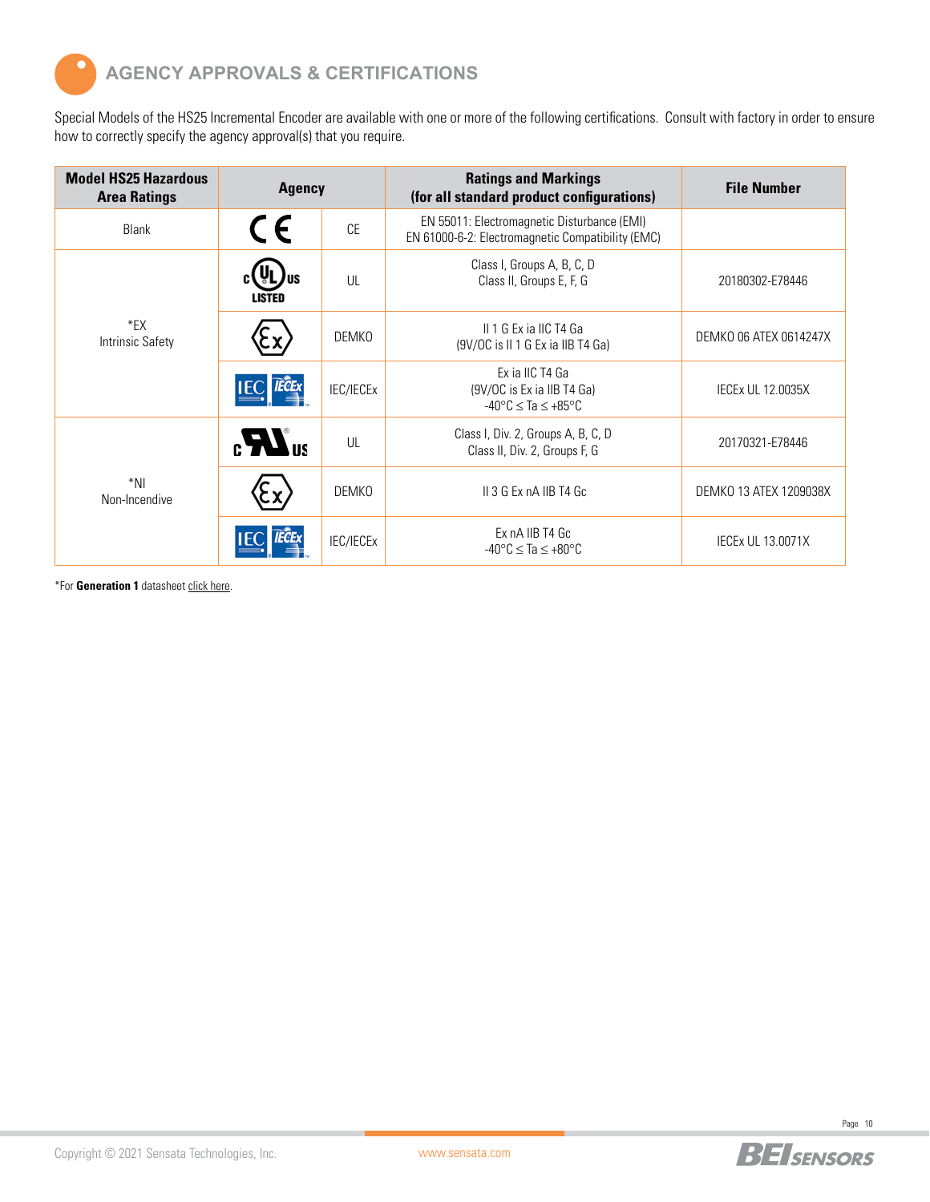## AGENCY APPROVALS & CERTIFICATIONS

Special Models of the HS25 Incremental Encoder are available with one or more of the following certifications. Consult with factory in order to ensure how to correctly specify the agency approval(s) that you require.

| Model HS25 Hazardous Area Ratings | Agency | | Ratings and Markings (for all standard product configurations) | File Number |
|---|---|---|---|---|
| Blank | CE | CE | EN 55011: Electromagnetic Disturbance (EMI)<br>EN 61000-6-2: Electromagnetic Compatibility (EMC) | |
| *EX<br>Intrinsic Safety | c UL us LISTED | UL | Class I, Groups A, B, C, D<br>Class II, Groups E, F, G | 20180302-E78446 |
| | Ex | DEMKO | II 1 G Ex ia IIC T4 Ga<br>(9V/OC is II 1 G Ex ia IIB T4 Ga) | DEMKO 06 ATEX 0614247X |
| | IEC IECEx | IEC/IECEx | Ex ia IIC T4 Ga<br>(9V/OC is Ex ia IIB T4 Ga)<br>-40°C ≤ Ta ≤ +85°C | IECEx UL 12.0035X |
| *NI<br>Non-Incendive | c RU us | UL | Class I, Div. 2, Groups A, B, C, D<br>Class II, Div. 2, Groups F, G | 20170321-E78446 |
| | Ex | DEMKO | II 3 G Ex nA IIB T4 Gc | DEMKO 13 ATEX 1209038X |
| | IEC IECEx | IEC/IECEx | Ex nA IIB T4 Gc<br>-40°C ≤ Ta ≤ +80°C | IECEx UL 13.0071X |

*For **Generation 1** datasheet click here.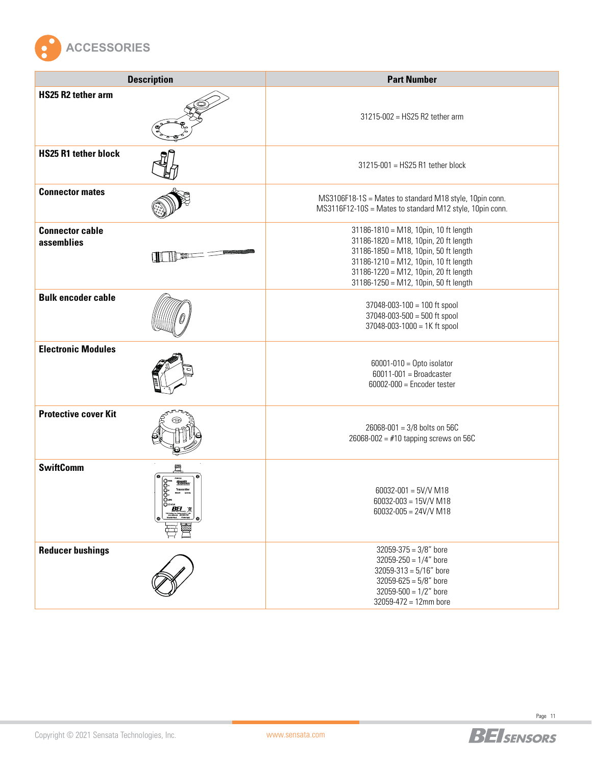# ACCESSORIES

| Description | Part Number |
|---|---|
| **HS25 R2 tether arm** | 31215-002 = HS25 R2 tether arm |
| **HS25 R1 tether block** | 31215-001 = HS25 R1 tether block |
| **Connector mates** | MS3106F18-1S = Mates to standard M18 style, 10pin conn.<br>MS3116F12-10S = Mates to standard M12 style, 10pin conn. |
| **Connector cable assemblies** | 31186-1810 = M18, 10pin, 10 ft length<br>31186-1820 = M18, 10pin, 20 ft length<br>31186-1850 = M18, 10pin, 50 ft length<br>31186-1210 = M12, 10pin, 10 ft length<br>31186-1220 = M12, 10pin, 20 ft length<br>31186-1250 = M12, 10pin, 50 ft length |
| **Bulk encoder cable** | 37048-003-100 = 100 ft spool<br>37048-003-500 = 500 ft spool<br>37048-003-1000 = 1K ft spool |
| **Electronic Modules** | 60001-010 = Opto isolator<br>60011-001 = Broadcaster<br>60002-000 = Encoder tester |
| **Protective cover Kit** | 26068-001 = 3/8 bolts on 56C<br>26068-002 = #10 tapping screws on 56C |
| **SwiftComm** | 60032-001 = 5V/V M18<br>60032-003 = 15V/V M18<br>60032-005 = 24V/V M18 |
| **Reducer bushings** | 32059-375 = 3/8" bore<br>32059-250 = 1/4" bore<br>32059-313 = 5/16" bore<br>32059-625 = 5/8" bore<br>32059-500 = 1/2" bore<br>32059-472 = 12mm bore |

Copyright © 2021 Sensata Technologies, Inc.    www.sensata.com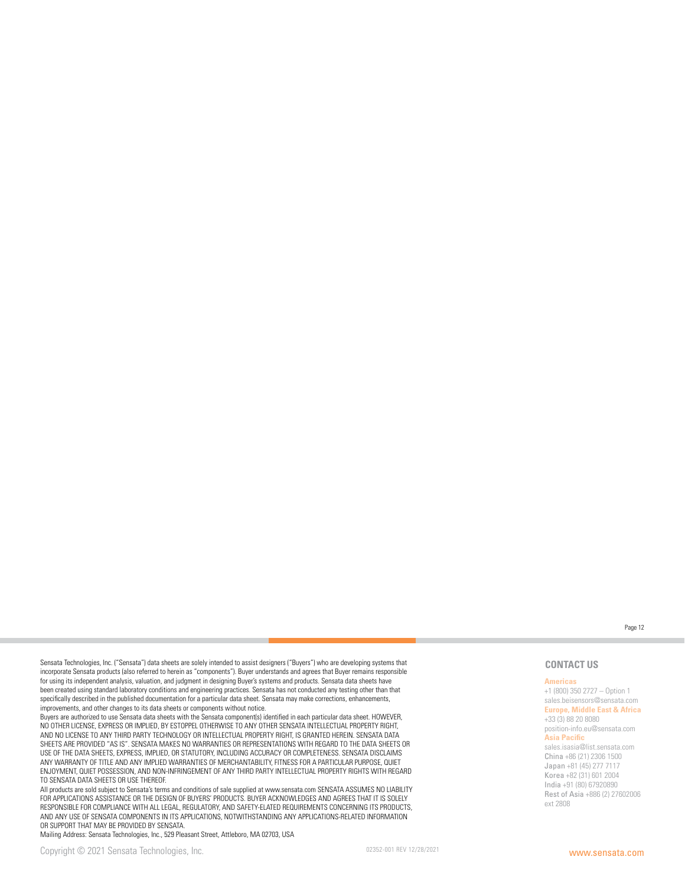Sensata Technologies, Inc. ("Sensata") data sheets are solely intended to assist designers ("Buyers") who are developing systems that incorporate Sensata products (also referred to herein as "components"). Buyer understands and agrees that Buyer remains responsible for using its independent analysis, valuation, and judgment in designing Buyer's systems and products. Sensata data sheets have been created using standard laboratory conditions and engineering practices. Sensata has not conducted any testing other than that specifically described in the published documentation for a particular data sheet. Sensata may make corrections, enhancements, improvements, and other changes to its data sheets or components without notice.

Buyers are authorized to use Sensata data sheets with the Sensata component(s) identified in each particular data sheet. HOWEVER, NO OTHER LICENSE, EXPRESS OR IMPLIED, BY ESTOPPEL OTHERWISE TO ANY OTHER SENSATA INTELLECTUAL PROPERTY RIGHT, AND NO LICENSE TO ANY THIRD PARTY TECHNOLOGY OR INTELLECTUAL PROPERTY RIGHT, IS GRANTED HEREIN. SENSATA DATA SHEETS ARE PROVIDED "AS IS". SENSATA MAKES NO WARRANTIES OR REPRESENTATIONS WITH REGARD TO THE DATA SHEETS OR USE OF THE DATA SHEETS, EXPRESS, IMPLIED, OR STATUTORY, INCLUDING ACCURACY OR COMPLETENESS. SENSATA DISCLAIMS ANY WARRANTY OF TITLE AND ANY IMPLIED WARRANTIES OF MERCHANTABILITY, FITNESS FOR A PARTICULAR PURPOSE, QUIET ENJOYMENT, QUIET POSSESSION, AND NON-INFRINGEMENT OF ANY THIRD PARTY INTELLECTUAL PROPERTY RIGHTS WITH REGARD TO SENSATA DATA SHEETS OR USE THEREOF.

All products are sold subject to Sensata's terms and conditions of sale supplied at www.sensata.com SENSATA ASSUMES NO LIABILITY FOR APPLICATIONS ASSISTANCE OR THE DESIGN OF BUYERS' PRODUCTS. BUYER ACKNOWLEDGES AND AGREES THAT IT IS SOLELY RESPONSIBLE FOR COMPLIANCE WITH ALL LEGAL, REGULATORY, AND SAFETY-ELATED REQUIREMENTS CONCERNING ITS PRODUCTS, AND ANY USE OF SENSATA COMPONENTS IN ITS APPLICATIONS, NOTWITHSTANDING ANY APPLICATIONS-RELATED INFORMATION OR SUPPORT THAT MAY BE PROVIDED BY SENSATA.

Mailing Address: Sensata Technologies, Inc., 529 Pleasant Street, Attleboro, MA 02703, USA

## CONTACT US

**Americas**
+1 (800) 350 2727 – Option 1
sales.beisensors@sensata.com

**Europe, Middle East & Africa**
+33 (3) 88 20 8080
position-info.eu@sensata.com

**Asia Pacific**
sales.isasia@list.sensata.com
China +86 (21) 2306 1500
Japan +81 (45) 277 7117
Korea +82 (31) 601 2004
India +91 (80) 67920890
Rest of Asia +886 (2) 27602006 ext 2808

Copyright © 2021 Sensata Technologies, Inc.

02352-001 REV 12/28/2021

www.sensata.com